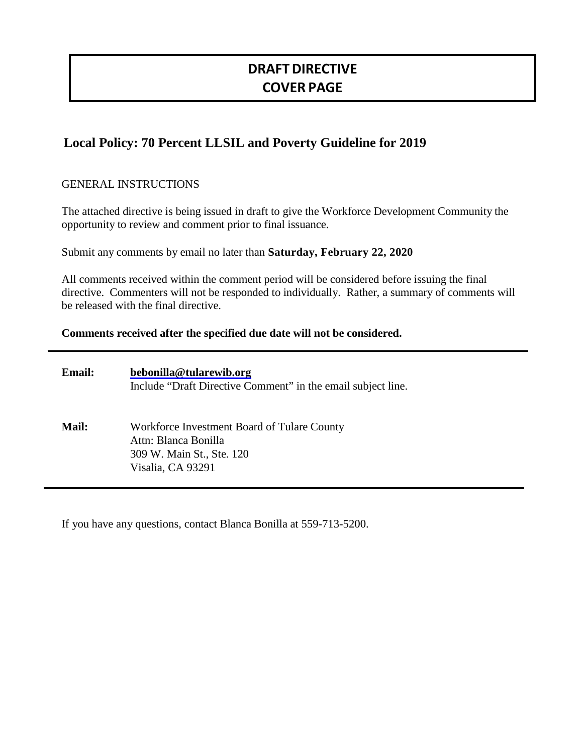# DRAFT DIRECTIVE
# COVER PAGE

## Local Policy: 70 Percent LLSIL and Poverty Guideline for 2019

GENERAL INSTRUCTIONS

The attached directive is being issued in draft to give the Workforce Development Community the opportunity to review and comment prior to final issuance.

Submit any comments by email no later than **Saturday, February 22, 2020**

All comments received within the comment period will be considered before issuing the final directive. Commenters will not be responded to individually. Rather, a summary of comments will be released with the final directive.

**Comments received after the specified due date will not be considered.**

---

**Email:** **bebonilla@tularewib.org**
Include "Draft Directive Comment" in the email subject line.

**Mail:** Workforce Investment Board of Tulare County
Attn: Blanca Bonilla
309 W. Main St., Ste. 120
Visalia, CA 93291

---

If you have any questions, contact Blanca Bonilla at 559-713-5200.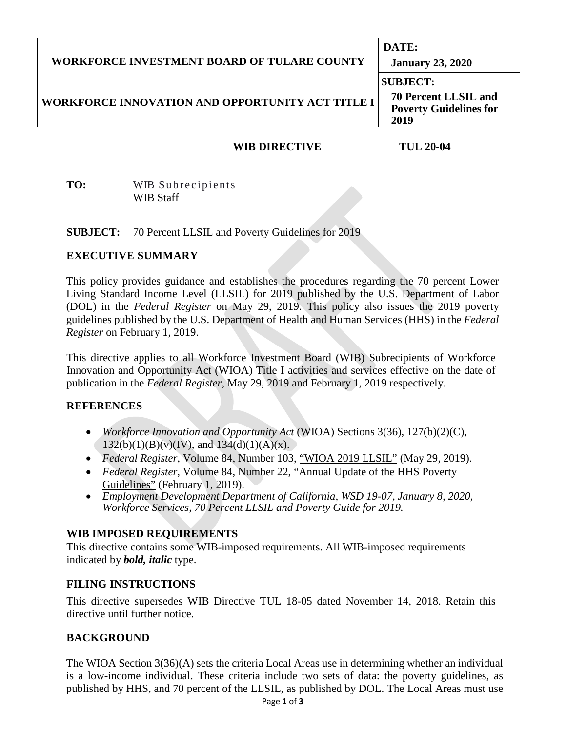| WORKFORCE INVESTMENT BOARD OF TULARE COUNTY<br><br>WORKFORCE INNOVATION AND OPPORTUNITY ACT TITLE I | **DATE:**<br>**January 23, 2020** |
| --- | --- |
| | **SUBJECT:**<br>**70 Percent LLSIL and Poverty Guidelines for 2019** |

**WIB DIRECTIVE TUL 20-04**

**TO:** WIB Subrecipients
WIB Staff

**SUBJECT:** 70 Percent LLSIL and Poverty Guidelines for 2019

## EXECUTIVE SUMMARY

This policy provides guidance and establishes the procedures regarding the 70 percent Lower Living Standard Income Level (LLSIL) for 2019 published by the U.S. Department of Labor (DOL) in the *Federal Register* on May 29, 2019. This policy also issues the 2019 poverty guidelines published by the U.S. Department of Health and Human Services (HHS) in the *Federal Register* on February 1, 2019.

This directive applies to all Workforce Investment Board (WIB) Subrecipients of Workforce Innovation and Opportunity Act (WIOA) Title I activities and services effective on the date of publication in the *Federal Register*, May 29, 2019 and February 1, 2019 respectively.

## REFERENCES

- *Workforce Innovation and Opportunity Act* (WIOA) Sections 3(36), 127(b)(2)(C), 132(b)(1)(B)(v)(IV), and 134(d)(1)(A)(x).
- *Federal Register*, Volume 84, Number 103, "WIOA 2019 LLSIL" (May 29, 2019).
- *Federal Register*, Volume 84, Number 22, "Annual Update of the HHS Poverty Guidelines" (February 1, 2019).
- *Employment Development Department of California, WSD 19-07, January 8, 2020, Workforce Services, 70 Percent LLSIL and Poverty Guide for 2019.*

## WIB IMPOSED REQUIREMENTS

This directive contains some WIB-imposed requirements. All WIB-imposed requirements indicated by ***bold, italic*** type.

## FILING INSTRUCTIONS

This directive supersedes WIB Directive TUL 18-05 dated November 14, 2018. Retain this directive until further notice.

## BACKGROUND

The WIOA Section 3(36)(A) sets the criteria Local Areas use in determining whether an individual is a low-income individual. These criteria include two sets of data: the poverty guidelines, as published by HHS, and 70 percent of the LLSIL, as published by DOL. The Local Areas must use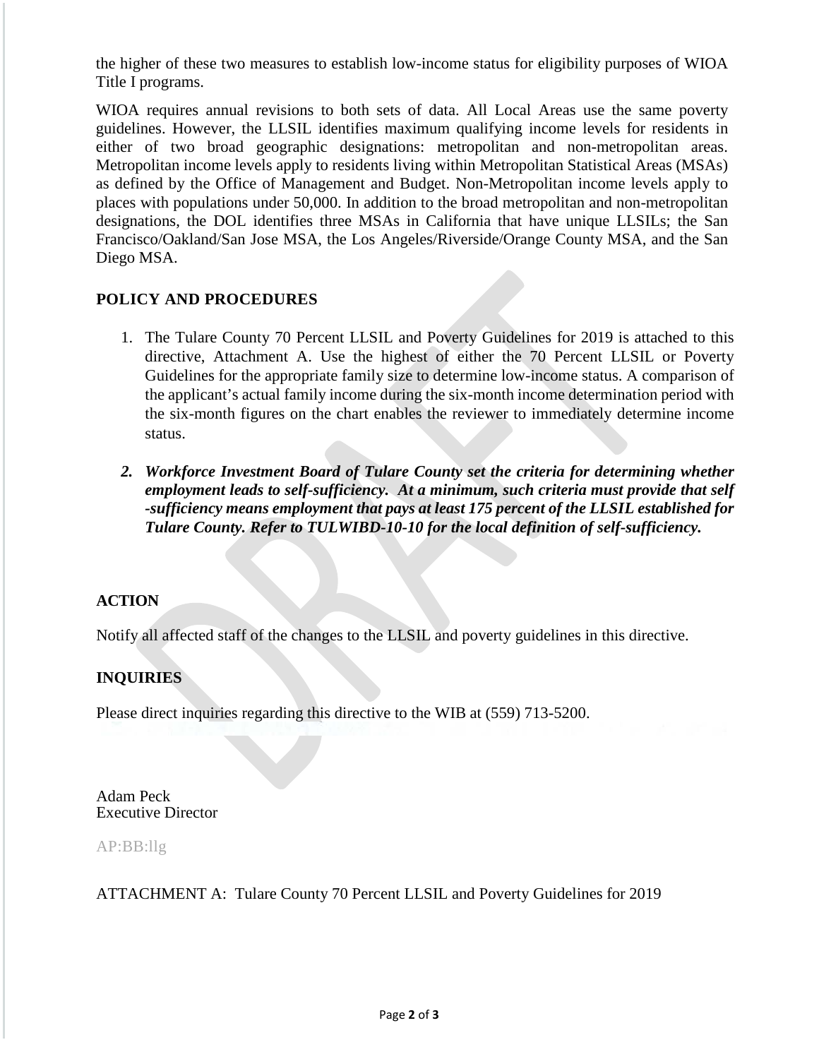the higher of these two measures to establish low-income status for eligibility purposes of WIOA Title I programs.

WIOA requires annual revisions to both sets of data. All Local Areas use the same poverty guidelines. However, the LLSIL identifies maximum qualifying income levels for residents in either of two broad geographic designations: metropolitan and non-metropolitan areas. Metropolitan income levels apply to residents living within Metropolitan Statistical Areas (MSAs) as defined by the Office of Management and Budget. Non-Metropolitan income levels apply to places with populations under 50,000. In addition to the broad metropolitan and non-metropolitan designations, the DOL identifies three MSAs in California that have unique LLSILs; the San Francisco/Oakland/San Jose MSA, the Los Angeles/Riverside/Orange County MSA, and the San Diego MSA.

## POLICY AND PROCEDURES

1. The Tulare County 70 Percent LLSIL and Poverty Guidelines for 2019 is attached to this directive, Attachment A. Use the highest of either the 70 Percent LLSIL or Poverty Guidelines for the appropriate family size to determine low-income status. A comparison of the applicant's actual family income during the six-month income determination period with the six-month figures on the chart enables the reviewer to immediately determine income status.

2. ***Workforce Investment Board of Tulare County set the criteria for determining whether employment leads to self-sufficiency. At a minimum, such criteria must provide that self -sufficiency means employment that pays at least 175 percent of the LLSIL established for Tulare County. Refer to TULWIBD-10-10 for the local definition of self-sufficiency.***

## ACTION

Notify all affected staff of the changes to the LLSIL and poverty guidelines in this directive.

## INQUIRIES

Please direct inquiries regarding this directive to the WIB at (559) 713-5200.

Adam Peck
Executive Director

AP:BB:llg

ATTACHMENT A: Tulare County 70 Percent LLSIL and Poverty Guidelines for 2019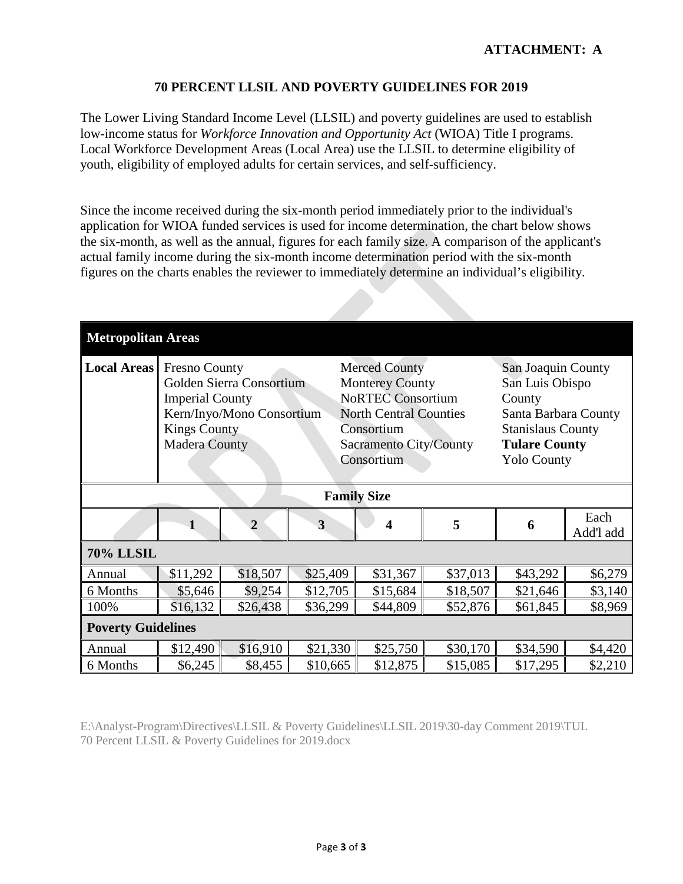**ATTACHMENT: A**

## 70 PERCENT LLSIL AND POVERTY GUIDELINES FOR 2019

The Lower Living Standard Income Level (LLSIL) and poverty guidelines are used to establish low-income status for *Workforce Innovation and Opportunity Act* (WIOA) Title I programs. Local Workforce Development Areas (Local Area) use the LLSIL to determine eligibility of youth, eligibility of employed adults for certain services, and self-sufficiency.

Since the income received during the six-month period immediately prior to the individual's application for WIOA funded services is used for income determination, the chart below shows the six-month, as well as the annual, figures for each family size. A comparison of the applicant's actual family income during the six-month income determination period with the six-month figures on the charts enables the reviewer to immediately determine an individual's eligibility.

| **Metropolitan Areas** | | | | | | | |
|---|---|---|---|---|---|---|---|
| **Local Areas** | Fresno County<br>Golden Sierra Consortium<br>Imperial County<br>Kern/Inyo/Mono Consortium<br>Kings County<br>Madera County | | | Merced County<br>Monterey County<br>NoRTEC Consortium<br>North Central Counties Consortium<br>Sacramento City/County Consortium | | San Joaquin County<br>San Luis Obispo County<br>Santa Barbara County<br>Stanislaus County<br>**Tulare County**<br>Yolo County | |
| **Family Size** | | | | | | | |
| | **1** | **2** | **3** | **4** | **5** | **6** | Each Add'l add |
| **70% LLSIL** | | | | | | | |
| Annual | $11,292 | $18,507 | $25,409 | $31,367 | $37,013 | $43,292 | $6,279 |
| 6 Months | $5,646 | $9,254 | $12,705 | $15,684 | $18,507 | $21,646 | $3,140 |
| 100% | $16,132 | $26,438 | $36,299 | $44,809 | $52,876 | $61,845 | $8,969 |
| **Poverty Guidelines** | | | | | | | |
| Annual | $12,490 | $16,910 | $21,330 | $25,750 | $30,170 | $34,590 | $4,420 |
| 6 Months | $6,245 | $8,455 | $10,665 | $12,875 | $15,085 | $17,295 | $2,210 |

E:\Analyst-Program\Directives\LLSIL & Poverty Guidelines\LLSIL 2019\30-day Comment 2019\TUL 70 Percent LLSIL & Poverty Guidelines for 2019.docx